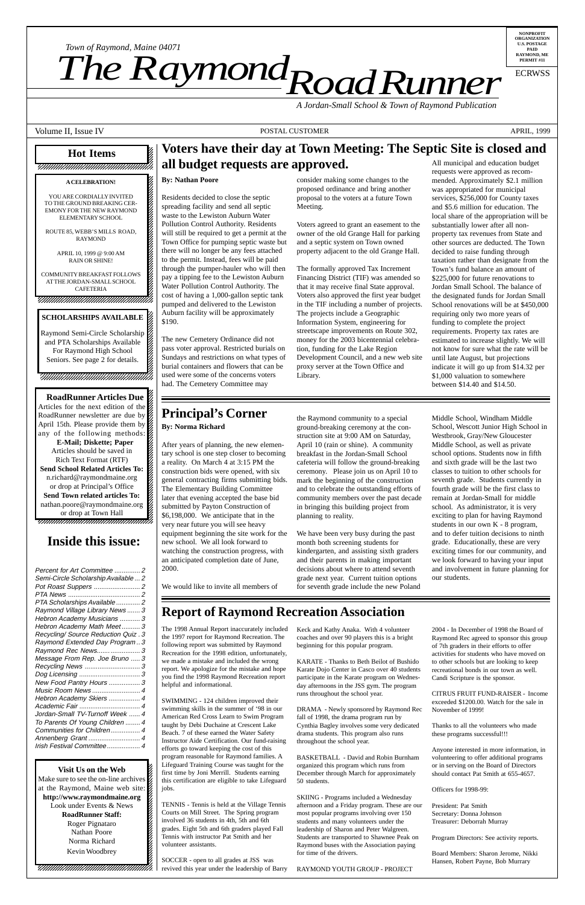*Town of Raymond, Maine 04071*

# The Raymond Road Runner

*A Jordan-Small School & Town of Raymond Publication*

NONPROFIT ORGANIZATION U.S. POSTAGE PAID RAYMOND, ME PERMIT #11

ECRWSS

Volume II, Issue IV — POSTAL CUSTOMER — APRIL, 1999

## Hot Items

**A CELEBRATION!**

YOU ARE CORDIALLY INVITED TO THE GROUND BREAKING CEREMONY FOR THE NEW RAYMOND ELEMENTARY SCHOOL

ROUTE 85, WEBB'S MILLS ROAD, RAYMOND

APRIL 10, 1999 @ 9:00 AM RAIN OR SHINE!

COMMUNITY BREAKFAST FOLLOWS AT THE JORDAN-SMALL SCHOOL CAFETERIA

**SCHOLARSHIPS AVAILABLE**

Raymond Semi-Circle Scholarship and PTA Scholarships Available For Raymond High School Seniors. See page 2 for details.

**RoadRunner Articles Due**

Articles for the next edition of the RoadRunner newsletter are due by April 15th. Please provide them by any of the following methods:

**E-Mail; Diskette; Paper**

Articles should be saved in Rich Text Format (RTF)

**Send School Related Articles To:**
n.richard@raymondmaine.org
or drop at Principal's Office

**Send Town related articles To:**
nathan.poore@raymondmaine.org
or drop at Town Hall

## Inside this issue:

- Percent for Art Committee .............. 2
- Semi-Circle Scholarship Available ... 2
- Pot Roast Suppers .......................... 2
- PTA News ........................................ 2
- PTA Scholarships Available ............. 2
- Raymond Village Library News ....... 3
- Hebron Academy Musicians ............ 3
- Hebron Academy Math Meet .......... 3
- Recycling/ Source Reduction Quiz . 3
- Raymond Extended Day Program .. 3
- Raymond Rec News......................... 3
- Message From Rep. Joe Bruno ..... 3
- Recycling News ............................... 3
- Dog Licensing .................................. 3
- New Food Pantry Hours .................. 3
- Music Room News ........................... 4
- Hebron Academy Skiers ................. 4
- Academic Fair .................................. 4
- Jordan-Small TV-Turnoff Week ...... 4
- To Parents Of Young Children ........ 4
- Communities for Children ................ 4
- Annenberg Grant ............................. 4
- Irish Festival Committee .................. 4

**Visit Us on the Web**

Make sure to see the on-line archives at the Raymond, Maine web site: **http://www.raymondmaine.org** Look under Events & News

**RoadRunner Staff:**
Roger Pignataro
Nathan Poore
Norma Richard
Kevin Woodbrey

## Voters have their day at Town Meeting: The Septic Site is closed and all budget requests are approved.

**By: Nathan Poore**

Residents decided to close the septic spreading facility and send all septic waste to the Lewiston Auburn Water Pollution Control Authority. Residents will still be required to get a permit at the Town Office for pumping septic waste but there will no longer be any fees attached to the permit. Instead, fees will be paid through the pumper-hauler who will then pay a tipping fee to the Lewiston Auburn Water Pollution Control Authority. The cost of having a 1,000-gallon septic tank pumped and delivered to the Lewiston Auburn facility will be approximately $190.

The new Cemetery Ordinance did not pass voter approval. Restricted burials on Sundays and restrictions on what types of burial containers and flowers that can be used were some of the concerns voters had. The Cemetery Committee may consider making some changes to the proposed ordinance and bring another proposal to the voters at a future Town Meeting.

Voters agreed to grant an easement to the owner of the old Grange Hall for parking and a septic system on Town owned property adjacent to the old Grange Hall.

The formally approved Tax Increment Financing District (TIF) was amended so that it may receive final State approval. Voters also approved the first year budget in the TIF including a number of projects. The projects include a Geographic Information System, engineering for streetscape improvements on Route 302, money for the 2003 bicentennial celebration, funding for the Lake Region Development Council, and a new web site proxy server at the Town Office and Library.

All municipal and education budget requests were approved as recommended. Approximately $2.1 million was appropriated for municipal services, $256,000 for County taxes and $5.6 million for education. The local share of the appropriation will be substantially lower after all non-property tax revenues from State and other sources are deducted. The Town decided to raise funding through taxation rather than designate from the Town's fund balance an amount of $225,000 for future renovations to Jordan Small School. The balance of the designated funds for Jordan Small School renovations will be at $450,000 requiring only two more years of funding to complete the project requirements. Property tax rates are estimated to increase slightly. We will not know for sure what the rate will be until late August, but projections indicate it will go up from $14.32 per $1,000 valuation to somewhere between $14.40 and $14.50.

## Principal's Corner

**By: Norma Richard**

After years of planning, the new elementary school is one step closer to becoming a reality. On March 4 at 3:15 PM the construction bids were opened, with six general contracting firms submitting bids. The Elementary Building Committee later that evening accepted the base bid submitted by Payton Construction of $6,198,000. We anticipate that in the very near future you will see heavy equipment beginning the site work for the new school. We all look forward to watching the construction progress, with an anticipated completion date of June, 2000.

We would like to invite all members of the Raymond community to a special ground-breaking ceremony at the construction site at 9:00 AM on Saturday, April 10 (rain or shine). A community breakfast in the Jordan-Small School cafeteria will follow the ground-breaking ceremony. Please join us on April 10 to mark the beginning of the construction and to celebrate the outstanding efforts of community members over the past decade in bringing this building project from planning to reality.

We have been very busy during the past month both screening students for kindergarten, and assisting sixth graders and their parents in making important decisions about where to attend seventh grade next year. Current tuition options for seventh grade include the new Poland Middle School, Windham Middle School, Wescott Junior High School in Westbrook, Gray/New Gloucester Middle School, as well as private school options. Students now in fifth and sixth grade will be the last two classes to tuition to other schools for seventh grade. Students currently in fourth grade will be the first class to remain at Jordan-Small for middle school. As administrator, it is very exciting to plan for having Raymond students in our own K - 8 program, and to defer tuition decisions to ninth grade. Educationally, these are very exciting times for our community, and we look forward to having your input and involvement in future planning for our students.

## Report of Raymond Recreation Association

The 1998 Annual Report inaccurately included the 1997 report for Raymond Recreation. The following report was submitted by Raymond Recreation for the 1998 edition, unfortunately, we made a mistake and included the wrong report. We apologize for the mistake and hope you find the 1998 Raymond Recreation report helpful and informational.

SWIMMING - 124 children improved their swimming skills in the summer of '98 in our American Red Cross Learn to Swim Program taught by Debi Duchaine at Crescent Lake Beach. 7 of these earned the Water Safety Instructor Aide Certification. Our fund-raising efforts go toward keeping the cost of this program reasonable for Raymond families. A Lifeguard Training Course was taught for the first time by Joni Merrill. Students earning this certification are eligible to take Lifeguard jobs.

TENNIS - Tennis is held at the Village Tennis Courts on Mill Street. The Spring program involved 36 students in 4th, 5th and 6th grades. Eight 5th and 6th graders played Fall Tennis with instructor Pat Smith and her volunteer assistants.

SOCCER - open to all grades at JSS was revived this year under the leadership of Barry Keck and Kathy Anaka. With 4 volunteer coaches and over 90 players this is a bright beginning for this popular program.

KARATE - Thanks to Beth Beilot of Bushido Karate Dojo Center in Casco over 40 students participate in the Karate program on Wednesday afternoons in the JSS gym. The program runs throughout the school year.

DRAMA - Newly sponsored by Raymond Rec fall of 1998, the drama program run by Cynthia Bagley involves some very dedicated drama students. This program also runs throughout the school year.

BASKETBALL - David and Robin Burnham organized this program which runs from December through March for approximately 50 students.

SKIING - Programs included a Wednesday afternoon and a Friday program. These are our most popular programs involving over 150 students and many volunteers under the leadership of Sharon and Peter Walgreen. Students are transported to Shawnee Peak on Raymond buses with the Association paying for time of the drivers.

RAYMOND YOUTH GROUP - PROJECT 2004 - In December of 1998 the Board of Raymond Rec agreed to sponsor this group of 7th graders in their efforts to offer activities for students who have moved on to other schools but are looking to keep recreational bonds in our town as well. Candi Scripture is the sponsor.

CITRUS FRUIT FUND-RAISER - Income exceeded $1200.00. Watch for the sale in November of 1999!

Thanks to all the volunteers who made these programs successful!!!

Anyone interested in more information, in volunteering to offer additional programs or in serving on the Board of Directors should contact Pat Smith at 655-4657.

Officers for 1998-99:

President: Pat Smith
Secretary: Donna Johnson
Treasurer: Deborrah Murray

Program Directors: See activity reports.

Board Members: Sharon Jerome, Nikki Hansen, Robert Payne, Bob Murrary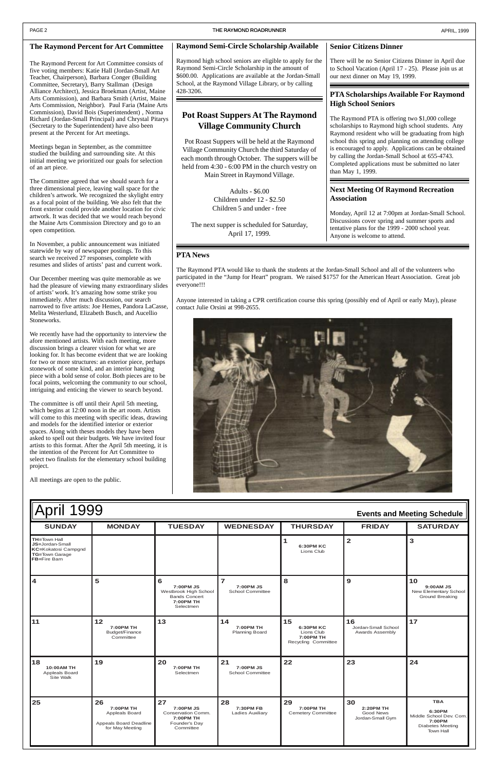## The Raymond Percent for Art Committee

The Raymond Percent for Art Committee consists of five voting members: Katie Hall (Jordan-Small Art Teacher, Chairperson), Barbara Conger (Building Committee, Secretary), Barry Stallman (Design Alliance Architect), Jessica Broekman (Artist, Maine Arts Commission), and Barbara Smith (Artist, Maine Arts Commission, Neighbor). Paul Faria (Maine Arts Commission), David Bois (Superintendent), Norma Richard (Jordan-Small Principal) and Chrystal Pitarys (Secretary to the Superintendent) have also been present at the Percent for Art meetings.

Meetings began in September, as the committee studied the building and surrounding site. At this initial meeting we prioritized our goals for selection of an art piece.

The Committee agreed that we should search for a three dimensional piece, leaving wall space for the children's artwork. We recognized the skylight entry as a focal point of the building. We also felt that the front exterior could provide another location for civic artwork. It was decided that we would reach beyond the Maine Arts Commission Directory and go to an open competition.

In November, a public announcement was initiated statewide by way of newspaper postings. To this search we received 27 responses, complete with resumes and slides of artists' past and current work.

Our December meeting was quite memorable as we had the pleasure of viewing many extraordinary slides of artists' work. It's amazing how some strike you immediately. After much discussion, our search narrowed to five artists: Joe Hemes, Pandora LaCasse, Melita Westerlund, Elizabeth Busch, and Aucellio Stoneworks.

We recently have had the opportunity to interview the afore mentioned artists. With each meeting, more discussion brings a clearer vision for what we are looking for. It has become evident that we are looking for two or more structures: an exterior piece, perhaps stonework of some kind, and an interior hanging piece with a bold sense of color. Both pieces are to be focal points, welcoming the community to our school, intriguing and enticing the viewer to search beyond.

The committee is off until their April 5th meeting, which begins at 12:00 noon in the art room. Artists will come to this meeting with specific ideas, drawing and models for the identified interior or exterior spaces. Along with theses models they have been asked to spell out their budgets. We have invited four artists to this format. After the April 5th meeting, it is the intention of the Percent for Art Committee to select two finalists for the elementary school building project.

All meetings are open to the public.

## Raymond Semi-Circle Scholarship Available

Raymond high school seniors are eligible to apply for the Raymond Semi-Circle Scholarship in the amount of $600.00. Applications are available at the Jordan-Small School, at the Raymond Village Library, or by calling 428-3206.

## Pot Roast Suppers At The Raymond Village Community Church

Pot Roast Suppers will be held at the Raymond Village Community Church the third Saturday of each month through October. The suppers will be held from 4:30 - 6:00 PM in the church vestry on Main Street in Raymond Village.

Adults - $6.00
Children under 12 - $2.50
Children 5 and under - free

The next supper is scheduled for Saturday, April 17, 1999.

## Senior Citizens Dinner

There will be no Senior Citizens Dinner in April due to School Vacation (April 17 - 25). Please join us at our next dinner on May 19, 1999.

## PTA Scholarships Available For Raymond High School Seniors

The Raymond PTA is offering two $1,000 college scholarships to Raymond high school students. Any Raymond resident who will be graduating from high school this spring and planning on attending college is encouraged to apply. Applications can be obtained by calling the Jordan-Small School at 655-4743. Completed applications must be submitted no later than May 1, 1999.

## Next Meeting Of Raymond Recreation Association

Monday, April 12 at 7:00pm at Jordan-Small School. Discussions cover spring and summer sports and tentative plans for the 1999 - 2000 school year. Anyone is welcome to attend.

## PTA News

The Raymond PTA would like to thank the students at the Jordan-Small School and all of the volunteers who participated in the "Jump for Heart" program. We raised $1757 for the American Heart Association. Great job everyone!!!

Anyone interested in taking a CPR certification course this spring (possibly end of April or early May), please contact Julie Orsini at 998-2655.

## April 1999 — Events and Meeting Schedule

| SUNDAY | MONDAY | TUESDAY | WEDNESDAY | THURSDAY | FRIDAY | SATURDAY |
|---|---|---|---|---|---|---|
| TH=Town Hall; JS=Jordan-Small; KC=Kokatosi Campgnd; TG=Town Garage; FB=Fire Barn | | | | 1 **6:30PM KC** Lions Club | 2 | 3 |
| 4 | 5 | 6 **7:00PM JS** Westbrook High School Bands Concert **7:00PM TH** Selectmen | 7 **7:00PM JS** School Committee | 8 | 9 | 10 **9:00AM JS** New Elementary School Ground Breaking |
| 11 | 12 **7:00PM TH** Budget/Finance Committee | 13 | 14 **7:00PM TH** Planning Board | 15 **6:30PM KC** Lions Club **7:00PM TH** Recycling Committee | 16 Jordan-Small School Awards Assembly | 17 |
| 18 **10:00AM TH** Appleals Board Site Walk | 19 | 20 **7:00PM TH** Selectmen | 21 **7:00PM JS** School Committee | 22 | 23 | 24 |
| 25 | 26 **7:00PM TH** Appleals Board; Appeals Board Deadline for May Meeting | 27 **7:00PM JS** Conservation Comm. **7:00PM TH** Founder's Day Committee | 28 **7:30PM FB** Ladies Auxiliary | 29 **7:00PM TH** Cemetery Committee | 30 **2:20PM TH** Good News Jordan-Small Gym | **TBA** **6:30PM** Middle School Dev. Com. **7:00PM** Diabetes Meeting Town Hall |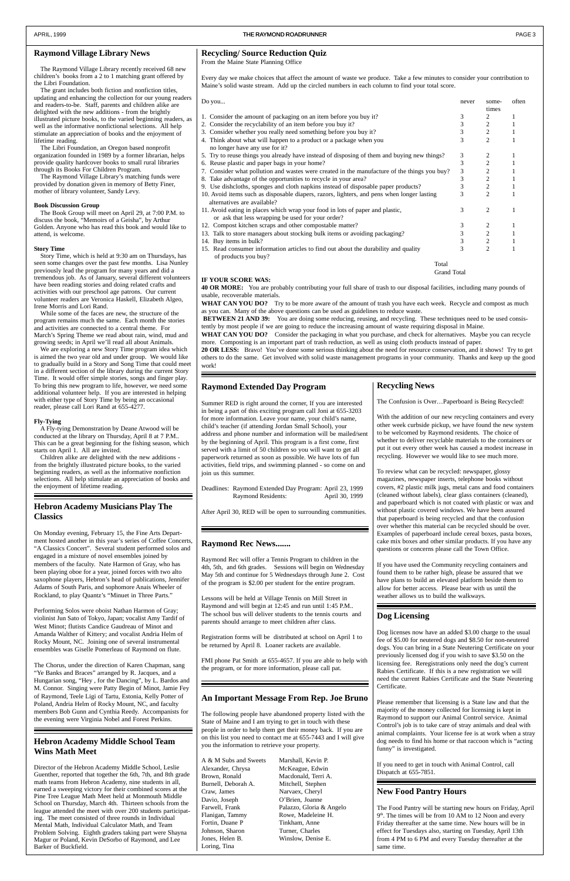## Raymond Village Library News

The Raymond Village Library recently received 68 new children's books from a 2 to 1 matching grant offered by the Libri Foundation.

The grant includes both fiction and nonfiction titles, updating and enhancing the collection for our young readers and readers-to-be. Staff, parents and children alike are delighted with the new additions - from the brightly illustrated picture books, to the varied beginning readers, as well as the informative nonfictional selections. All help stimulate an appreciation of books and the enjoyment of lifetime reading.

The Libri Foundation, an Oregon based nonprofit organization founded in 1989 by a former librarian, helps provide quality hardcover books to small rural libraries through its Books For Children Program.

The Raymond Village Library's matching funds were provided by donation given in memory of Betty Finer, mother of library volunteer, Sandy Levy.

**Book Discussion Group**

The Book Group will meet on April 29, at 7:00 P.M. to discuss the book, "Memoirs of a Geisha", by Arthur Golden. Anyone who has read this book and would like to attend, is welcome.

**Story Time**

Story Time, which is held at 9:30 am on Thursdays, has seen some changes over the past few months. Lisa Nunley previously lead the program for many years and did a tremendous job. As of January, several different volunteers have been reading stories and doing related crafts and activities with our preschool age patrons. Our current volunteer readers are Veronica Haskell, Elizabeth Algeo, Irene Morris and Lori Rand.

While some of the faces are new, the structure of the program remains much the same. Each month the stories and activities are connected to a central theme. For March's Spring Theme we read about rain, wind, mud and growing seeds; in April we'll read all about Animals.

We are exploring a new Story Time program idea which is aimed the two year old and under group. We would like to gradually build in a Story and Song Time that could meet in a different section of the library during the current Story Time. It would offer simple stories, songs and finger play. To bring this new program to life, however, we need some additional volunteer help. If you are interested in helping with either type of Story Time by being an occasional reader, please call Lori Rand at 655-4277.

**Fly-Tying**

A Fly-tying Demonstration by Deane Atwood will be conducted at the library on Thursday, April 8 at 7 P.M.. This can be a great beginning for the fishing season, which starts on April 1. All are invited.

Children alike are delighted with the new additions - from the brightly illustrated picture books, to the varied beginning readers, as well as the informative nonfiction selections. All help stimulate an appreciation of books and the enjoyment of lifetime reading.

## Hebron Academy Musicians Play The Classics

On Monday evening, February 15, the Fine Arts Department hosted another in this year's series of Coffee Concerts, "A Classics Concert". Several student performed solos and engaged in a mixture of novel ensembles joined by members of the faculty. Nate Harmon of Gray, who has been playing oboe for a year, joined forces with two alto saxophone players, Hebron's head of publications, Jennifer Adams of South Paris, and sophomore Anais Wheeler of Rockland, to play Quantz's "Minuet in Three Parts."

Performing Solos were oboist Nathan Harmon of Gray; violinist Jun Sato of Tokyo, Japan; vocalist Amy Tardif of West Minot; flutists Candice Gaudreau of Minot and Amanda Walther of Kittery; and vocalist Andria Helm of Rocky Mount, NC. Joining one of several instrumental ensembles was Giselle Pomerleau of Raymond on flute.

The Chorus, under the direction of Karen Chapman, sang "Ye Banks and Braces" arranged by R. Jacques, and a Hungarian song, "Hey , for the Dancing", by L. Bardos and M. Connor. Singing were Patty Begin of Minot, Jamie Fey of Raymond, Teele Ligi of Tartu, Estonia, Kelly Potter of Poland, Andria Helm of Rocky Mount, NC, and faculty members Bob Gunn and Cynthia Reedy. Accompanists for the evening were Virginia Nobel and Forest Perkins.

## Hebron Academy Middle School Team Wins Math Meet

Director of the Hebron Academy Middle School, Leslie Guenther, reported that together the 6th, 7th, and 8th grade math teams from Hebron Academy, nine students in all, earned a sweeping victory for their combined scores at the Pine Tree League Math Meet held at Monmouth Middle School on Thursday, March 4th. Thirteen schools from the league attended the meet with over 200 students participating. The meet consisted of three rounds in Individual Mental Math, Individual Calculator Math, and Team Problem Solving. Eighth graders taking part were Shayna Magur or Poland, Kevin DeSorbo of Raymond, and Lee Barker of Buckfield.

## Recycling/ Source Reduction Quiz

From the Maine State Planning Office

Every day we make choices that affect the amount of waste we produce. Take a few minutes to consider your contribution to Maine's solid waste stream. Add up the circled numbers in each column to find your total score.

| Do you... | never | some-times | often |
|---|---|---|---|
| 1. Consider the amount of packaging on an item before you buy it? | 3 | 2 | 1 |
| 2. Consider the recyclability of an item before you buy it? | 3 | 2 | 1 |
| 3. Consider whether you really need something before you buy it? | 3 | 2 | 1 |
| 4. Think about what will happen to a product or a package when you no longer have any use for it? | 3 | 2 | 1 |
| 5. Try to reuse things you already have instead of disposing of them and buying new things? | 3 | 2 | 1 |
| 6. Reuse plastic and paper bags in your home? | 3 | 2 | 1 |
| 7. Consider what pollution and wastes were created in the manufacture of the things you buy? | 3 | 2 | 1 |
| 8. Take advantage of the opportunities to recycle in your area? | 3 | 2 | 1 |
| 9. Use dishcloths, sponges and cloth napkins instead of disposable paper products? | 3 | 2 | 1 |
| 10. Avoid items such as disposable diapers, razors, lighters, and pens when longer lasting alternatives are available? | 3 | 2 | 1 |
| 11. Avoid eating in places which wrap your food in lots of paper and plastic, or ask that less wrapping be used for your order? | 3 | 2 | 1 |
| 12. Compost kitchen scraps and other compostable matter? | 3 | 2 | 1 |
| 13. Talk to store managers about stocking bulk items or avoiding packaging? | 3 | 2 | 1 |
| 14. Buy items in bulk? | 3 | 2 | 1 |
| 15. Read consumer information articles to find out about the durability and quality of products you buy? | 3 | 2 | 1 |
| Total | | | |
| Grand Total | | | |

**IF YOUR SCORE WAS:**

**40 OR MORE:** You are probably contributing your full share of trash to our disposal facilities, including many pounds of usable, recoverable materials.

**WHAT CAN YOU DO?** Try to be more aware of the amount of trash you have each week. Recycle and compost as much as you can. Many of the above questions can be used as guidelines to reduce waste.

**BETWEEN 21 AND 39:** You are doing some reducing, reusing, and recycling. These techniques need to be used consistently by most people if we are going to reduce the increasing amount of waste requiring disposal in Maine.

**WHAT CAN YOU DO?** Consider the packaging in what you purchase, and check for alternatives. Maybe you can recycle more. Composting is an important part of trash reduction, as well as using cloth products instead of paper.

**20 OR LESS:** Bravo! You've done some serious thinking about the need for resource conservation, and it shows! Try to get others to do the same. Get involved with solid waste management programs in your community. Thanks and keep up the good work!

## Raymond Extended Day Program

Summer RED is right around the corner, If you are interested in being a part of this exciting program call Joni at 655-3203 for more information. Leave your name, your child's name, child's teacher (if attending Jordan Small School), your address and phone number and information will be mailed/sent by the beginning of April. This program is a first come, first served with a limit of 50 children so you will want to get all paperwork returned as soon as possible. We have lots of fun activities, field trips, and swimming planned - so come on and join us this summer.

Deadlines: Raymond Extended Day Program: April 23, 1999
Raymond Residents: April 30, 1999

After April 30, RED will be open to surrounding communities.

## Raymond Rec News.......

Raymond Rec will offer a Tennis Program to children in the 4th, 5th, and 6th grades. Sessions will begin on Wednesday May 5th and continue for 5 Wednesdays through June 2. Cost of the program is $2.00 per student for the entire program.

Lessons will be held at Village Tennis on Mill Street in Raymond and will begin at 12:45 and run until 1:45 P.M.. The school bus will deliver students to the tennis courts and parents should arrange to meet children after class.

Registration forms will be distributed at school on April 1 to be returned by April 8. Loaner rackets are available.

FMI phone Pat Smith at 655-4657. If you are able to help with the program, or for more information, please call pat.

## An Important Message From Rep. Joe Bruno

The following people have abandoned property listed with the State of Maine and I am trying to get in touch with these people in order to help them get their money back. If you are on this list you need to contact me at 655-7443 and I will give you the information to retrieve your property.

A & M Subs and Sweets
Alexander, Chrysa
Brown, Ronald
Burnell, Deborah A.
Craw, James
Davio, Joseph
Farwell, Frank
Flanigan, Tammy
Fortin, Duane P
Johnson, Sharon
Jones, Helen B.
Loring, Tina
Marshall, Kevin P.
McKeague, Edwin
Macdonald, Terri A.
Mitchell, Stephen
Narvaex, Cheryl
O'Brien, Joanne
Palazzo, Gloria & Angelo
Rowe, Madeleine H.
Tinkham, Anne
Turner, Charles
Winslow, Denise E.

## Recycling News

The Confusion is Over…Paperboard is Being Recycled!

With the addition of our new recycling containers and every other week curbside pickup, we have found the new system to be welcomed by Raymond residents. The choice of whether to deliver recyclable materials to the containers or put it out every other week has caused a modest increase in recycling. However we would like to see much more.

To review what can be recycled: newspaper, glossy magazines, newspaper inserts, telephone books without covers, #2 plastic milk jugs, metal cans and food containers (cleaned without labels), clear glass containers (cleaned), and paperboard which is not coated with plastic or wax and without plastic covered windows. We have been assured that paperboard is being recycled and that the confusion over whether this material can be recycled should be over. Examples of paperboard include cereal boxes, pasta boxes, cake mix boxes and other similar products. If you have any questions or concerns please call the Town Office.

If you have used the Community recycling containers and found them to be rather high, please be assured that we have plans to build an elevated platform beside them to allow for better access. Please bear with us until the weather allows us to build the walkways.

## Dog Licensing

Dog licenses now have an added $3.00 charge to the usual fee of $5.00 for neutered dogs and $8.50 for non-neutered dogs. You can bring in a State Neutering Certificate on your previously licensed dog if you wish to save $3.50 on the licensing fee. Reregistrations only need the dog's current Rabies Certificate. If this is a new registration we will need the current Rabies Certificate and the State Neutering Certificate.

Please remember that licensing is a State law and that the majority of the money collected for licensing is kept in Raymond to support our Animal Control service. Animal Control's job is to take care of stray animals and deal with animal complaints. Your license fee is at work when a stray dog needs to find his home or that raccoon which is "acting funny" is investigated.

If you need to get in touch with Animal Control, call Dispatch at 655-7851.

## New Food Pantry Hours

The Food Pantry will be starting new hours on Friday, April 9th. The times will be from 10 AM to 12 Noon and every Friday thereafter at the same time. New hours will be in effect for Tuesdays also, starting on Tuesday, April 13th from 4 PM to 6 PM and every Tuesday thereafter at the same time.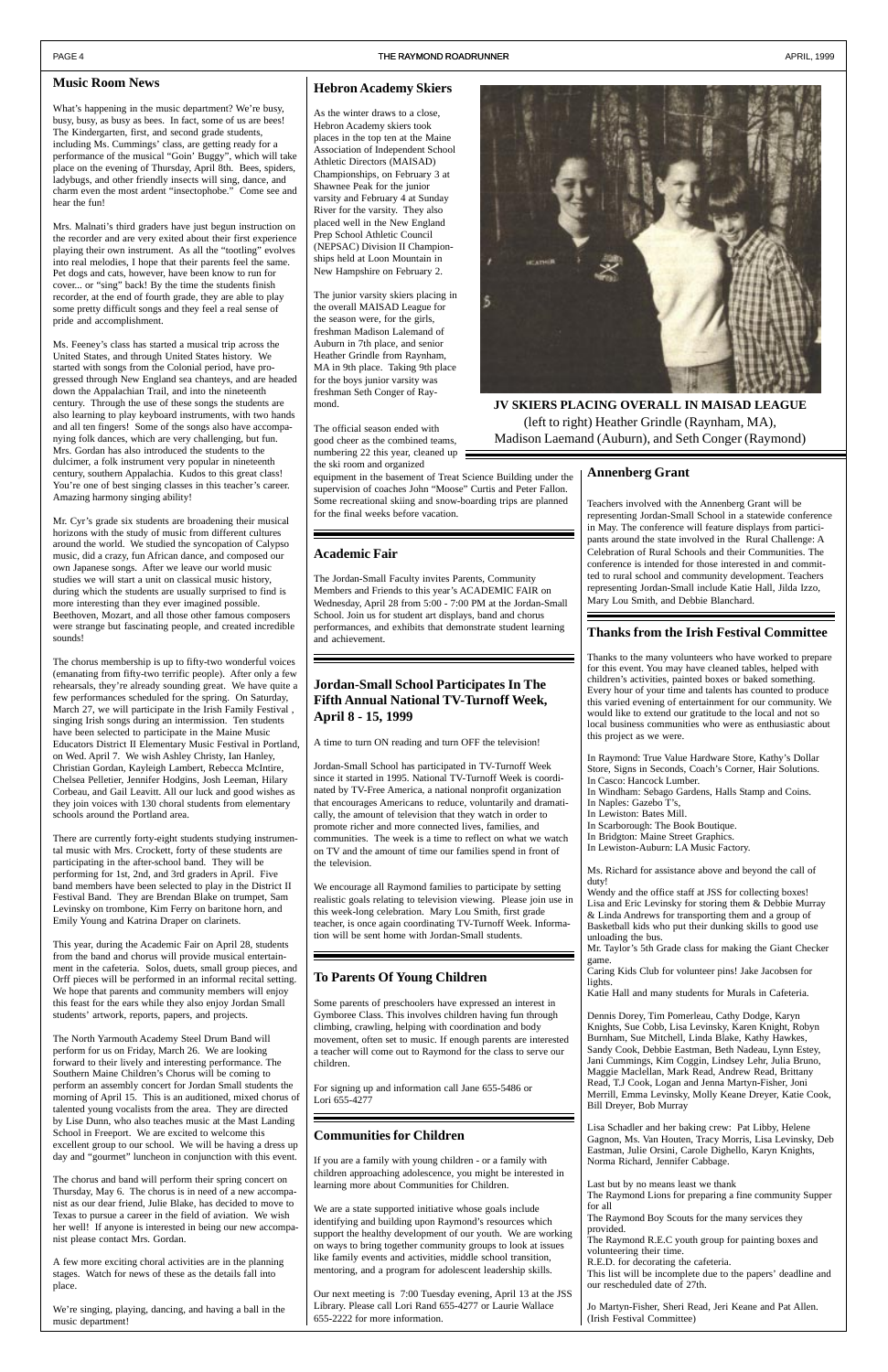## Music Room News

What's happening in the music department? We're busy, busy, busy, as busy as bees. In fact, some of us are bees! The Kindergarten, first, and second grade students, including Ms. Cummings' class, are getting ready for a performance of the musical "Goin' Buggy", which will take place on the evening of Thursday, April 8th. Bees, spiders, ladybugs, and other friendly insects will sing, dance, and charm even the most ardent "insectophobe." Come see and hear the fun!

Mrs. Malnati's third graders have just begun instruction on the recorder and are very exited about their first experience playing their own instrument. As all the "tootling" evolves into real melodies, I hope that their parents feel the same. Pet dogs and cats, however, have been know to run for cover... or "sing" back! By the time the students finish recorder, at the end of fourth grade, they are able to play some pretty difficult songs and they feel a real sense of pride and accomplishment.

Ms. Feeney's class has started a musical trip across the United States, and through United States history. We started with songs from the Colonial period, have progressed through New England sea chanteys, and are headed down the Appalachian Trail, and into the nineteenth century. Through the use of these songs the students are also learning to play keyboard instruments, with two hands and all ten fingers! Some of the songs also have accompanying folk dances, which are very challenging, but fun. Mrs. Gordan has also introduced the students to the dulcimer, a folk instrument very popular in nineteenth century, southern Appalachia. Kudos to this great class! You're one of best singing classes in this teacher's career. Amazing harmony singing ability!

Mr. Cyr's grade six students are broadening their musical horizons with the study of music from different cultures around the world. We studied the syncopation of Calypso music, did a crazy, fun African dance, and composed our own Japanese songs. After we leave our world music studies we will start a unit on classical music history, during which the students are usually surprised to find is more interesting than they ever imagined possible. Beethoven, Mozart, and all those other famous composers were strange but fascinating people, and created incredible sounds!

The chorus membership is up to fifty-two wonderful voices (emanating from fifty-two terrific people). After only a few rehearsals, they're already sounding great. We have quite a few performances scheduled for the spring. On Saturday, March 27, we will participate in the Irish Family Festival , singing Irish songs during an intermission. Ten students have been selected to participate in the Maine Music Educators District II Elementary Music Festival in Portland, on Wed. April 7. We wish Ashley Christy, Ian Hanley, Christian Gordan, Kayleigh Lambert, Rebecca McIntire, Chelsea Pelletier, Jennifer Hodgins, Josh Leeman, Hilary Corbeau, and Gail Leavitt. All our luck and good wishes as they join voices with 130 choral students from elementary schools around the Portland area.

There are currently forty-eight students studying instrumental music with Mrs. Crockett, forty of these students are participating in the after-school band. They will be performing for 1st, 2nd, and 3rd graders in April. Five band members have been selected to play in the District II Festival Band. They are Brendan Blake on trumpet, Sam Levinsky on trombone, Kim Ferry on baritone horn, and Emily Young and Katrina Draper on clarinets.

This year, during the Academic Fair on April 28, students from the band and chorus will provide musical entertainment in the cafeteria. Solos, duets, small group pieces, and Orff pieces will be performed in an informal recital setting. We hope that parents and community members will enjoy this feast for the ears while they also enjoy Jordan Small students' artwork, reports, papers, and projects.

The North Yarmouth Academy Steel Drum Band will perform for us on Friday, March 26. We are looking forward to their lively and interesting performance. The Southern Maine Children's Chorus will be coming to perform an assembly concert for Jordan Small students the morning of April 15. This is an auditioned, mixed chorus of talented young vocalists from the area. They are directed by Lise Dunn, who also teaches music at the Mast Landing School in Freeport. We are excited to welcome this excellent group to our school. We will be having a dress up day and "gourmet" luncheon in conjunction with this event.

The chorus and band will perform their spring concert on Thursday, May 6. The chorus is in need of a new accompanist as our dear friend, Julie Blake, has decided to move to Texas to pursue a career in the field of aviation. We wish her well! If anyone is interested in being our new accompanist please contact Mrs. Gordan.

A few more exciting choral activities are in the planning stages. Watch for news of these as the details fall into place.

We're singing, playing, dancing, and having a ball in the music department!

## Hebron Academy Skiers

As the winter draws to a close, Hebron Academy skiers took places in the top ten at the Maine Association of Independent School Athletic Directors (MAISAD) Championships, on February 3 at Shawnee Peak for the junior varsity and February 4 at Sunday River for the varsity. They also placed well in the New England Prep School Athletic Council (NEPSAC) Division II Championships held at Loon Mountain in New Hampshire on February 2.

The junior varsity skiers placing in the overall MAISAD League for the season were, for the girls, freshman Madison Lalemand of Auburn in 7th place, and senior Heather Grindle from Raynham, MA in 9th place. Taking 9th place for the boys junior varsity was freshman Seth Conger of Raymond.

The official season ended with good cheer as the combined teams, numbering 22 this year, cleaned up the ski room and organized equipment in the basement of Treat Science Building under the supervision of coaches John "Moose" Curtis and Peter Fallon. Some recreational skiing and snow-boarding trips are planned for the final weeks before vacation.

**JV SKIERS PLACING OVERALL IN MAISAD LEAGUE**
(left to right) Heather Grindle (Raynham, MA), Madison Laemand (Auburn), and Seth Conger (Raymond)

## Academic Fair

The Jordan-Small Faculty invites Parents, Community Members and Friends to this year's ACADEMIC FAIR on Wednesday, April 28 from 5:00 - 7:00 PM at the Jordan-Small School. Join us for student art displays, band and chorus performances, and exhibits that demonstrate student learning and achievement.

## Jordan-Small School Participates In The Fifth Annual National TV-Turnoff Week, April 8 - 15, 1999

A time to turn ON reading and turn OFF the television!

Jordan-Small School has participated in TV-Turnoff Week since it started in 1995. National TV-Turnoff Week is coordinated by TV-Free America, a national nonprofit organization that encourages Americans to reduce, voluntarily and dramatically, the amount of television that they watch in order to promote richer and more connected lives, families, and communities. The week is a time to reflect on what we watch on TV and the amount of time our families spend in front of the television.

We encourage all Raymond families to participate by setting realistic goals relating to television viewing. Please join use in this week-long celebration. Mary Lou Smith, first grade teacher, is once again coordinating TV-Turnoff Week. Information will be sent home with Jordan-Small students.

## To Parents Of Young Children

Some parents of preschoolers have expressed an interest in Gymboree Class. This involves children having fun through climbing, crawling, helping with coordination and body movement, often set to music. If enough parents are interested a teacher will come out to Raymond for the class to serve our children.

For signing up and information call Jane 655-5486 or Lori 655-4277

## Communities for Children

If you are a family with young children - or a family with children approaching adolescence, you might be interested in learning more about Communities for Children.

We are a state supported initiative whose goals include identifying and building upon Raymond's resources which support the healthy development of our youth. We are working on ways to bring together community groups to look at issues like family events and activities, middle school transition, mentoring, and a program for adolescent leadership skills.

Our next meeting is 7:00 Tuesday evening, April 13 at the JSS Library. Please call Lori Rand 655-4277 or Laurie Wallace 655-2222 for more information.

## Annenberg Grant

Teachers involved with the Annenberg Grant will be representing Jordan-Small School in a statewide conference in May. The conference will feature displays from participants around the state involved in the Rural Challenge: A Celebration of Rural Schools and their Communities. The conference is intended for those interested in and committed to rural school and community development. Teachers representing Jordan-Small include Katie Hall, Jilda Izzo, Mary Lou Smith, and Debbie Blanchard.

## Thanks from the Irish Festival Committee

Thanks to the many volunteers who have worked to prepare for this event. You may have cleaned tables, helped with children's activities, painted boxes or baked something. Every hour of your time and talents has counted to produce this varied evening of entertainment for our community. We would like to extend our gratitude to the local and not so local business communities who were as enthusiastic about this project as we were.

In Raymond: True Value Hardware Store, Kathy's Dollar Store, Signs in Seconds, Coach's Corner, Hair Solutions.
In Casco: Hancock Lumber.
In Windham: Sebago Gardens, Halls Stamp and Coins.
In Naples: Gazebo T's,
In Lewiston: Bates Mill.
In Scarborough: The Book Boutique.
In Bridgton: Maine Street Graphics.
In Lewiston-Auburn: LA Music Factory.

Ms. Richard for assistance above and beyond the call of duty!
Wendy and the office staff at JSS for collecting boxes!
Lisa and Eric Levinsky for storing them & Debbie Murray & Linda Andrews for transporting them and a group of Basketball kids who put their dunking skills to good use unloading the bus.
Mr. Taylor's 5th Grade class for making the Giant Checker game.
Caring Kids Club for volunteer pins! Jake Jacobsen for lights.
Katie Hall and many students for Murals in Cafeteria.

Dennis Dorey, Tim Pomerleau, Cathy Dodge, Karyn Knights, Sue Cobb, Lisa Levinsky, Karen Knight, Robyn Burnham, Sue Mitchell, Linda Blake, Kathy Hawkes, Sandy Cook, Debbie Eastman, Beth Nadeau, Lynn Estey, Jani Cummings, Kim Coggin, Lindsey Lehr, Julia Bruno, Maggie Maclellan, Mark Read, Andrew Read, Brittany Read, T.J Cook, Logan and Jenna Martyn-Fisher, Joni Merrill, Emma Levinsky, Molly Keane Dreyer, Katie Cook, Bill Dreyer, Bob Murray

Lisa Schadler and her baking crew: Pat Libby, Helene Gagnon, Ms. Van Houten, Tracy Morris, Lisa Levinsky, Deb Eastman, Julie Orsini, Carole Dighello, Karyn Knights, Norma Richard, Jennifer Cabbage.

Last but by no means least we thank
The Raymond Lions for preparing a fine community Supper for all
The Raymond Boy Scouts for the many services they provided.
The Raymond R.E.C youth group for painting boxes and volunteering their time.
R.E.D. for decorating the cafeteria.
This list will be incomplete due to the papers' deadline and our rescheduled date of 27th.

Jo Martyn-Fisher, Sheri Read, Jeri Keane and Pat Allen. (Irish Festival Committee)